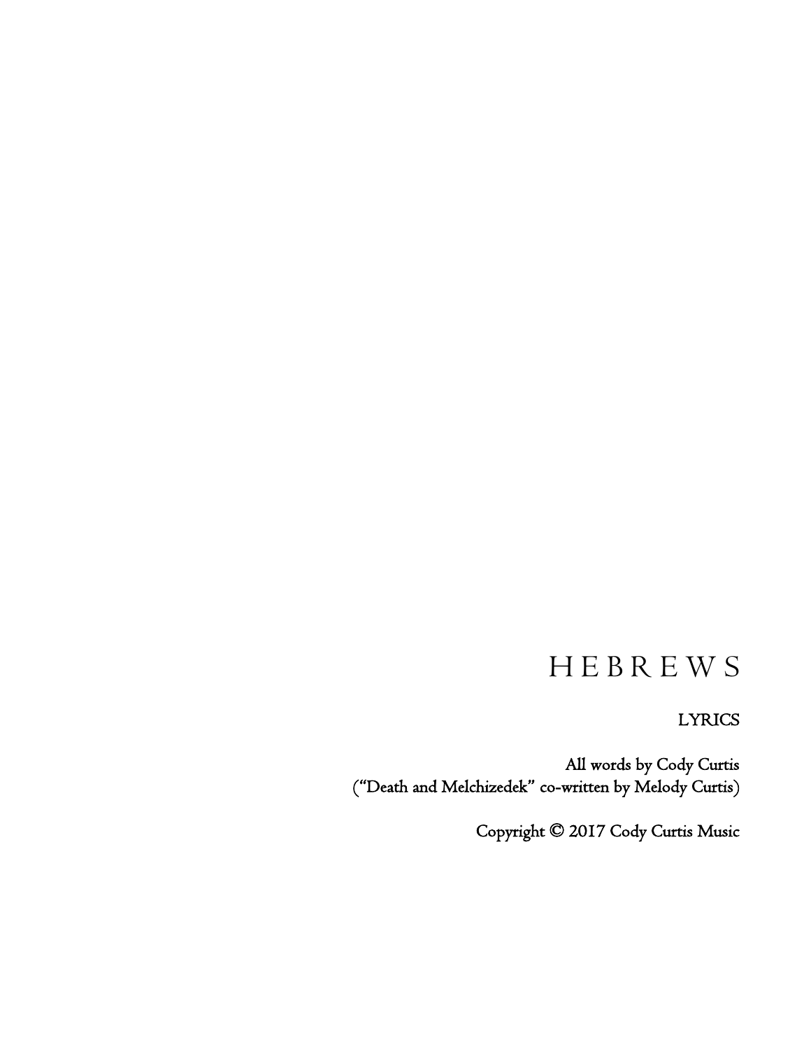# HEBREWS

LYRICS

All words by Cody Curtis
("Death and Melchizedek" co-written by Melody Curtis)

Copyright © 2017 Cody Curtis Music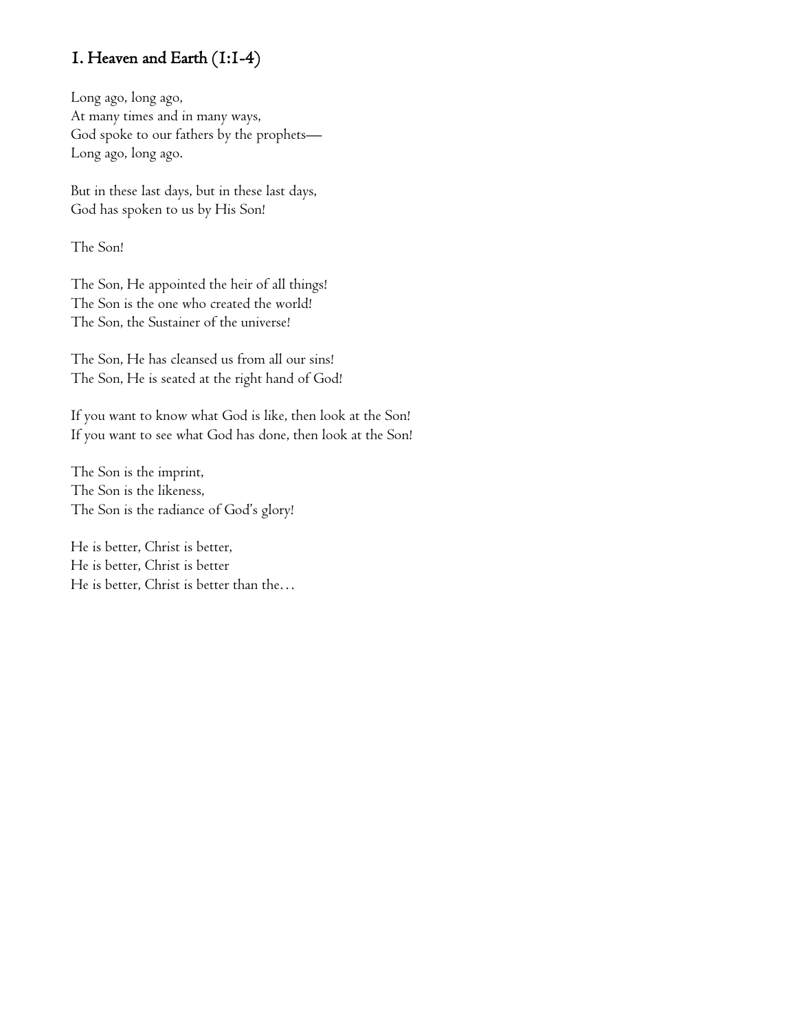## 1. Heaven and Earth (1:1-4)

Long ago, long ago,  
At many times and in many ways,  
God spoke to our fathers by the prophets—  
Long ago, long ago.

But in these last days, but in these last days,  
God has spoken to us by His Son!

The Son!

The Son, He appointed the heir of all things!  
The Son is the one who created the world!  
The Son, the Sustainer of the universe!

The Son, He has cleansed us from all our sins!  
The Son, He is seated at the right hand of God!

If you want to know what God is like, then look at the Son!  
If you want to see what God has done, then look at the Son!

The Son is the imprint,  
The Son is the likeness,  
The Son is the radiance of God's glory!

He is better, Christ is better,  
He is better, Christ is better  
He is better, Christ is better than the…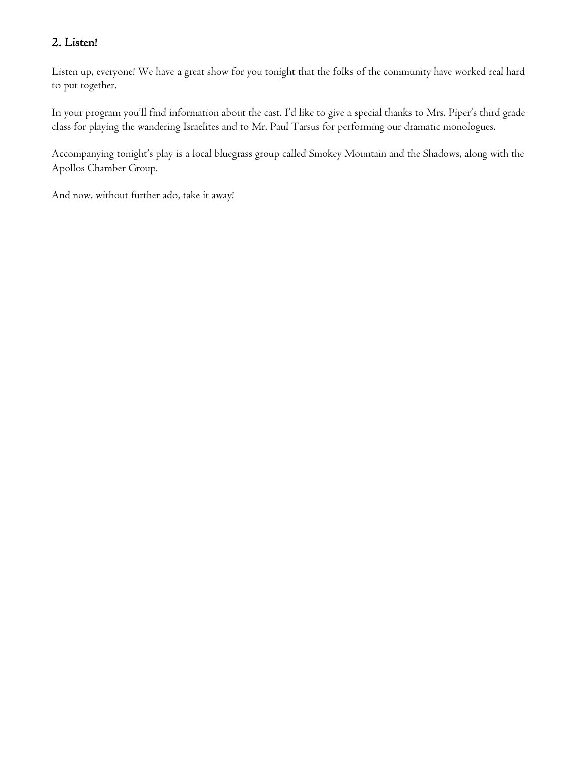## 2. Listen!

Listen up, everyone! We have a great show for you tonight that the folks of the community have worked real hard to put together.

In your program you'll find information about the cast. I'd like to give a special thanks to Mrs. Piper's third grade class for playing the wandering Israelites and to Mr. Paul Tarsus for performing our dramatic monologues.

Accompanying tonight's play is a local bluegrass group called Smokey Mountain and the Shadows, along with the Apollos Chamber Group.

And now, without further ado, take it away!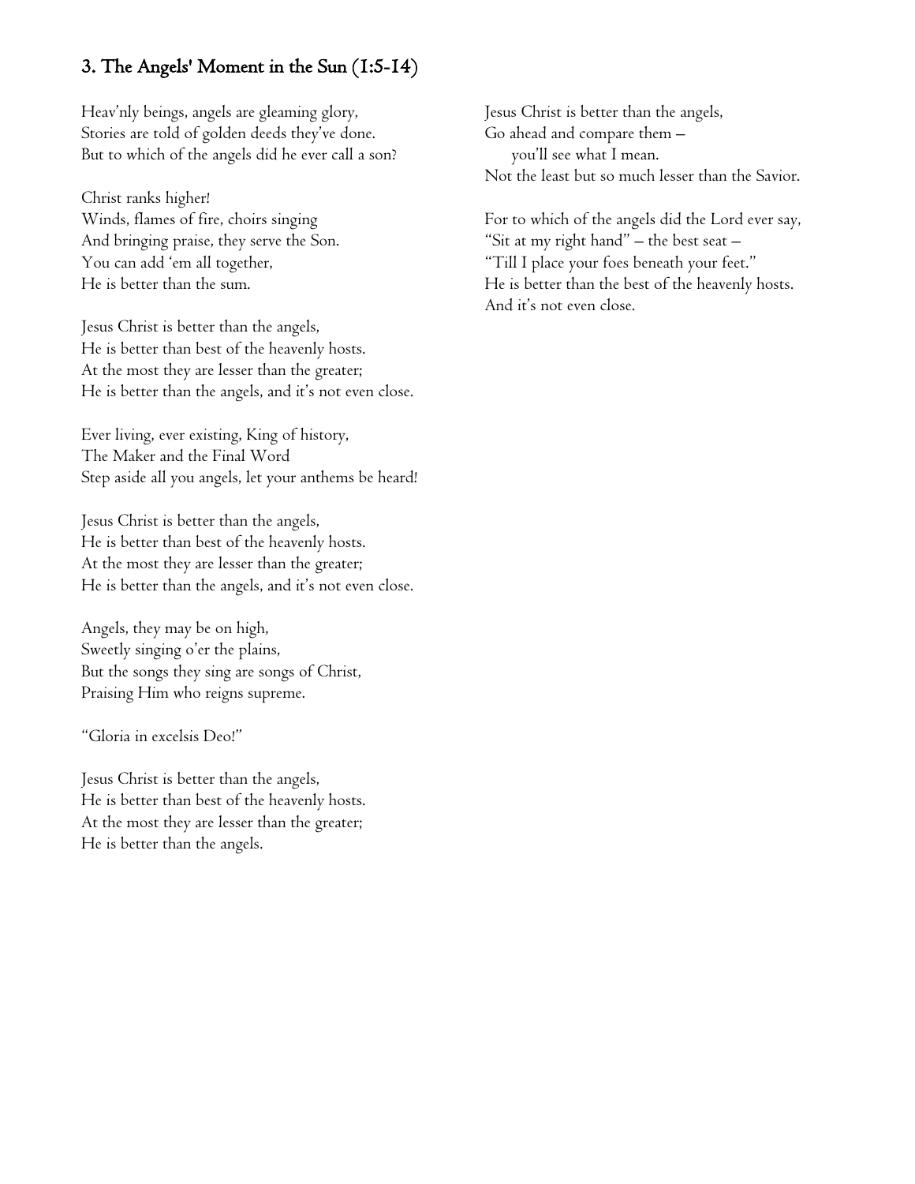## 3. The Angels' Moment in the Sun (1:5-14)

Heav'nly beings, angels are gleaming glory,
Stories are told of golden deeds they've done.
But to which of the angels did he ever call a son?

Christ ranks higher!
Winds, flames of fire, choirs singing
And bringing praise, they serve the Son.
You can add 'em all together,
He is better than the sum.

Jesus Christ is better than the angels,
He is better than best of the heavenly hosts.
At the most they are lesser than the greater;
He is better than the angels, and it's not even close.

Ever living, ever existing, King of history,
The Maker and the Final Word
Step aside all you angels, let your anthems be heard!

Jesus Christ is better than the angels,
He is better than best of the heavenly hosts.
At the most they are lesser than the greater;
He is better than the angels, and it's not even close.

Angels, they may be on high,
Sweetly singing o'er the plains,
But the songs they sing are songs of Christ,
Praising Him who reigns supreme.

"Gloria in excelsis Deo!"

Jesus Christ is better than the angels,
He is better than best of the heavenly hosts.
At the most they are lesser than the greater;
He is better than the angels.

Jesus Christ is better than the angels,
Go ahead and compare them –
    you'll see what I mean.
Not the least but so much lesser than the Savior.

For to which of the angels did the Lord ever say,
"Sit at my right hand" – the best seat –
"Till I place your foes beneath your feet."
He is better than the best of the heavenly hosts.
And it's not even close.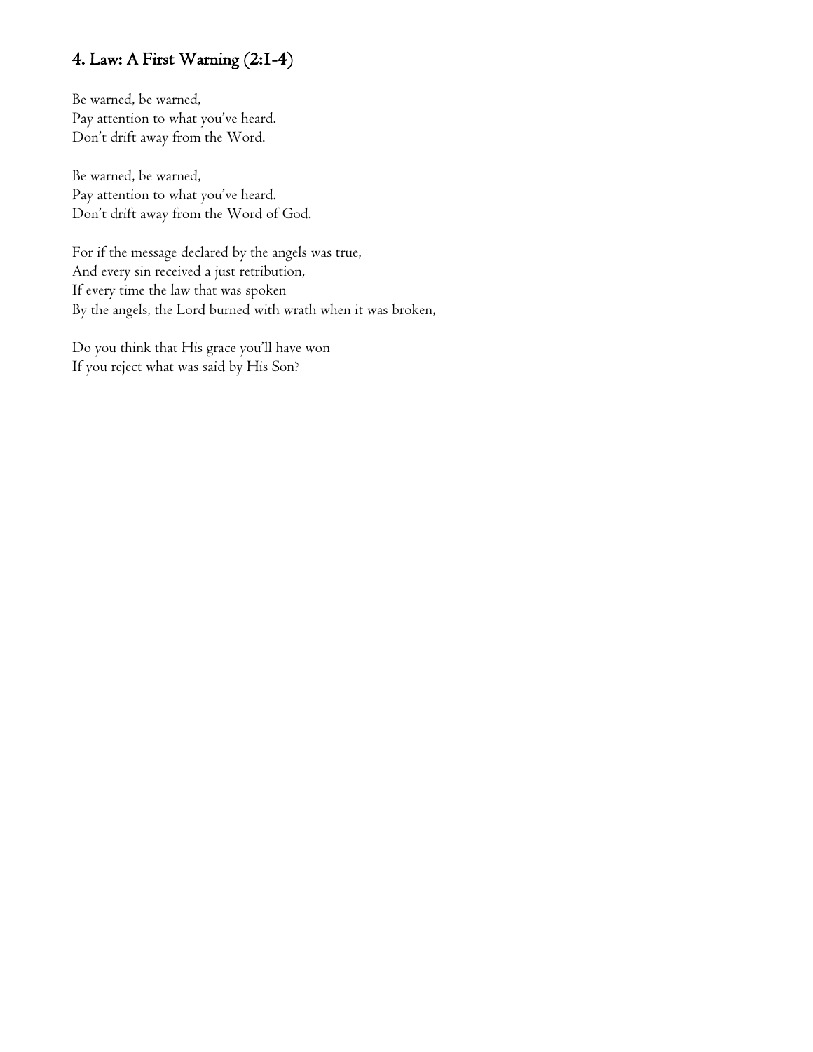## 4. Law: A First Warning (2:1-4)

Be warned, be warned,  
Pay attention to what you've heard.  
Don't drift away from the Word.

Be warned, be warned,  
Pay attention to what you've heard.  
Don't drift away from the Word of God.

For if the message declared by the angels was true,  
And every sin received a just retribution,  
If every time the law that was spoken  
By the angels, the Lord burned with wrath when it was broken,

Do you think that His grace you'll have won  
If you reject what was said by His Son?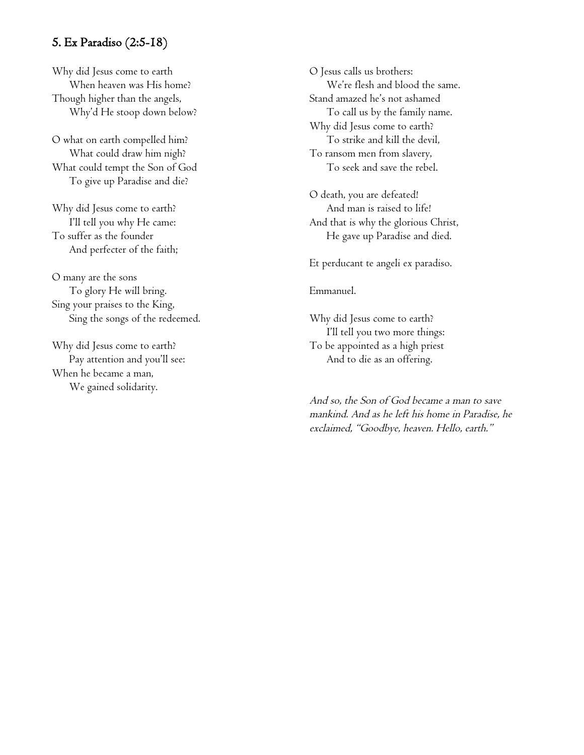## 5. Ex Paradiso (2:5-18)

Why did Jesus come to earth  
  When heaven was His home?  
Though higher than the angels,  
  Why'd He stoop down below?

O what on earth compelled him?  
  What could draw him nigh?  
What could tempt the Son of God  
  To give up Paradise and die?

Why did Jesus come to earth?  
  I'll tell you why He came:  
To suffer as the founder  
  And perfecter of the faith;

O many are the sons  
  To glory He will bring.  
Sing your praises to the King,  
  Sing the songs of the redeemed.

Why did Jesus come to earth?  
  Pay attention and you'll see:  
When he became a man,  
  We gained solidarity.

O Jesus calls us brothers:  
  We're flesh and blood the same.  
Stand amazed he's not ashamed  
  To call us by the family name.  
Why did Jesus come to earth?  
  To strike and kill the devil,  
To ransom men from slavery,  
  To seek and save the rebel.

O death, you are defeated!  
  And man is raised to life!  
And that is why the glorious Christ,  
  He gave up Paradise and died.

Et perducant te angeli ex paradiso.

Emmanuel.

Why did Jesus come to earth?  
  I'll tell you two more things:  
To be appointed as a high priest  
  And to die as an offering.

*And so, the Son of God became a man to save mankind. And as he left his home in Paradise, he exclaimed, "Goodbye, heaven. Hello, earth."*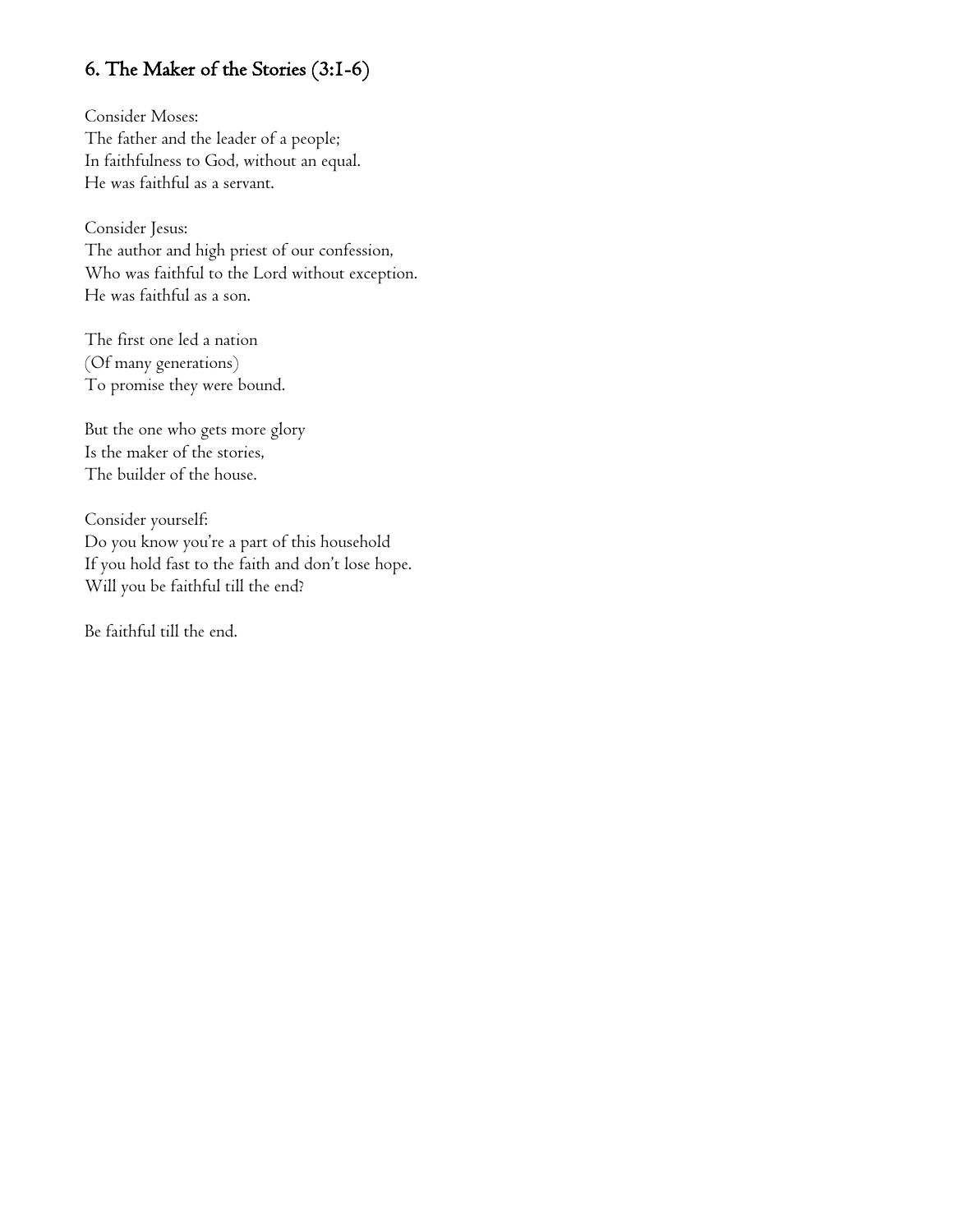## 6. The Maker of the Stories (3:1-6)

Consider Moses:
The father and the leader of a people;
In faithfulness to God, without an equal.
He was faithful as a servant.

Consider Jesus:
The author and high priest of our confession,
Who was faithful to the Lord without exception.
He was faithful as a son.

The first one led a nation
(Of many generations)
To promise they were bound.

But the one who gets more glory
Is the maker of the stories,
The builder of the house.

Consider yourself:
Do you know you're a part of this household
If you hold fast to the faith and don't lose hope.
Will you be faithful till the end?

Be faithful till the end.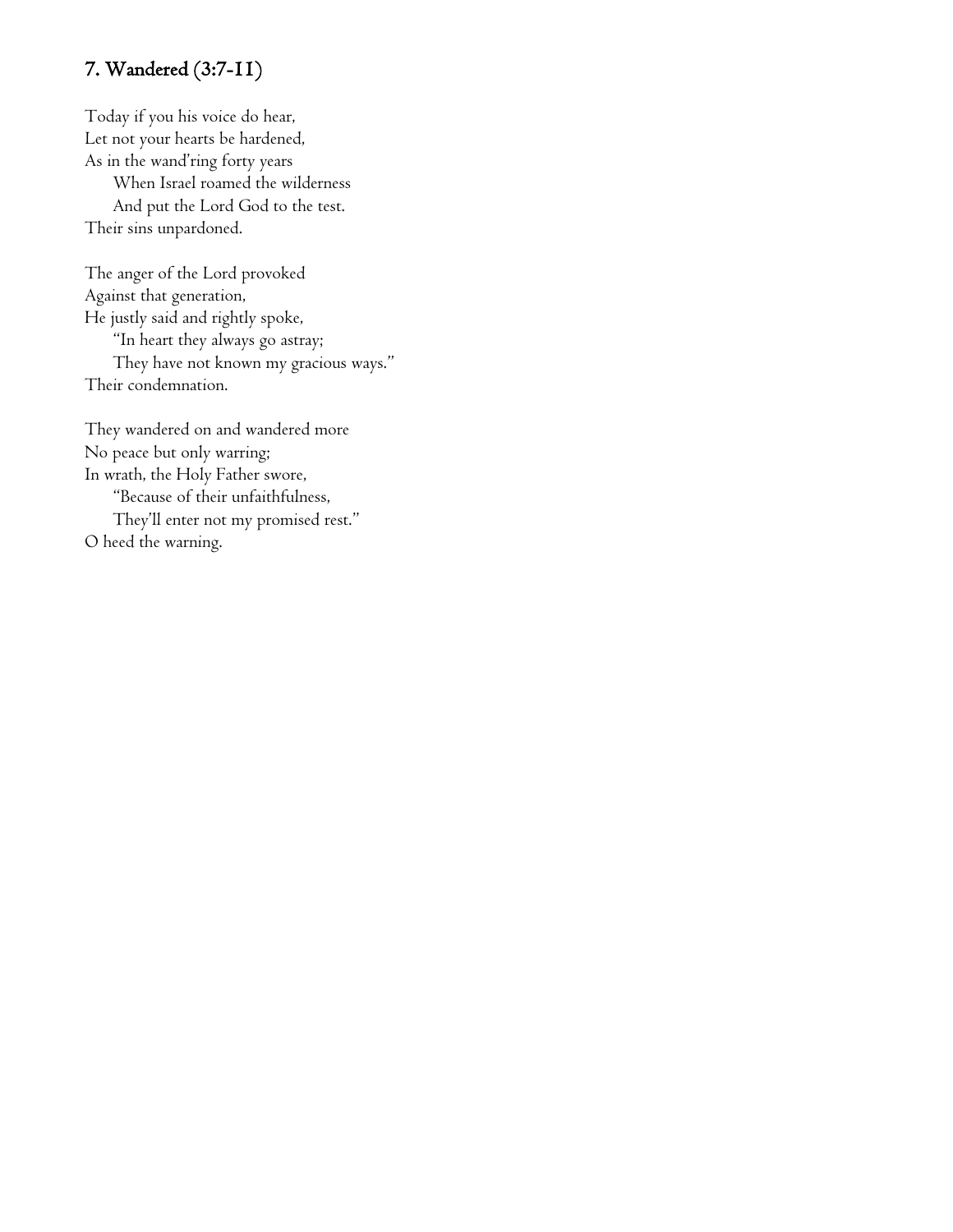## 7. Wandered (3:7-11)

Today if you his voice do hear,  
Let not your hearts be hardened,  
As in the wand'ring forty years  
&nbsp;&nbsp;&nbsp;&nbsp;When Israel roamed the wilderness  
&nbsp;&nbsp;&nbsp;&nbsp;And put the Lord God to the test.  
Their sins unpardoned.

The anger of the Lord provoked  
Against that generation,  
He justly said and rightly spoke,  
&nbsp;&nbsp;&nbsp;&nbsp;"In heart they always go astray;  
&nbsp;&nbsp;&nbsp;&nbsp;They have not known my gracious ways."  
Their condemnation.

They wandered on and wandered more  
No peace but only warring;  
In wrath, the Holy Father swore,  
&nbsp;&nbsp;&nbsp;&nbsp;"Because of their unfaithfulness,  
&nbsp;&nbsp;&nbsp;&nbsp;They'll enter not my promised rest."  
O heed the warning.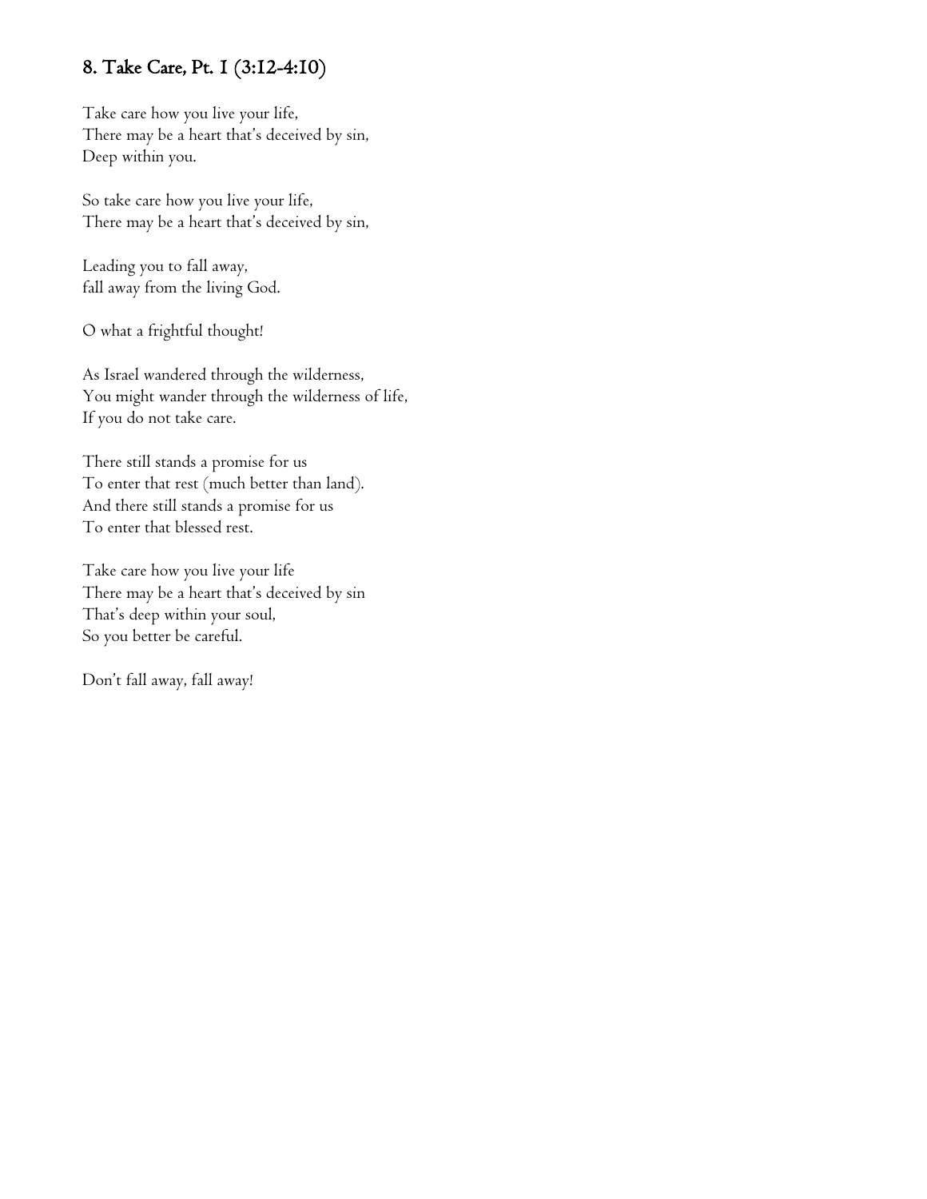## 8. Take Care, Pt. 1 (3:12-4:10)

Take care how you live your life,
There may be a heart that's deceived by sin,
Deep within you.

So take care how you live your life,
There may be a heart that's deceived by sin,

Leading you to fall away,
fall away from the living God.

O what a frightful thought!

As Israel wandered through the wilderness,
You might wander through the wilderness of life,
If you do not take care.

There still stands a promise for us
To enter that rest (much better than land).
And there still stands a promise for us
To enter that blessed rest.

Take care how you live your life
There may be a heart that's deceived by sin
That's deep within your soul,
So you better be careful.

Don't fall away, fall away!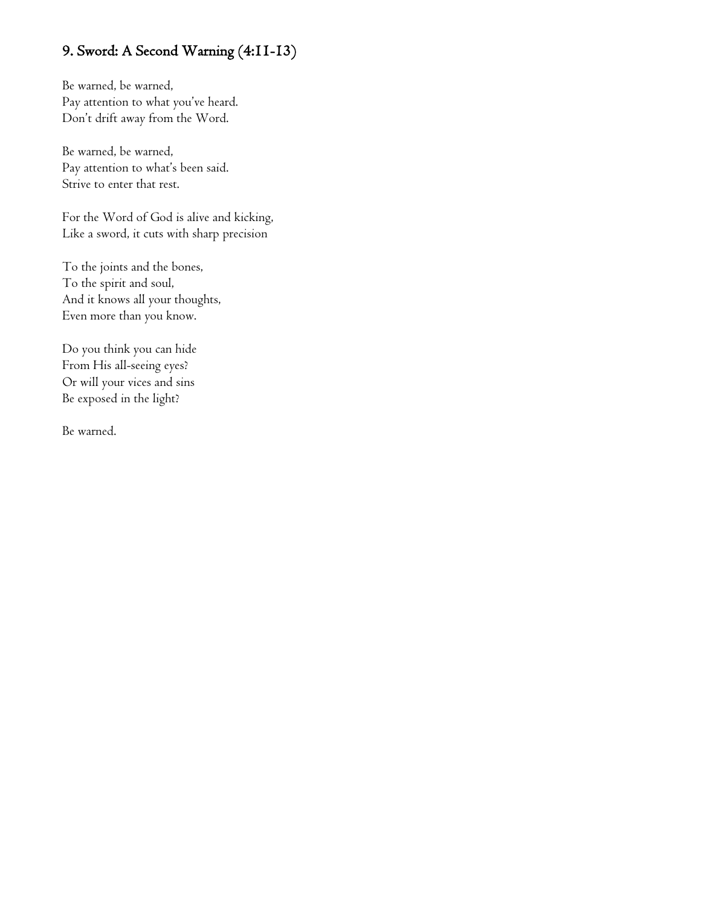## 9. Sword: A Second Warning (4:11-13)

Be warned, be warned,
Pay attention to what you've heard.
Don't drift away from the Word.

Be warned, be warned,
Pay attention to what's been said.
Strive to enter that rest.

For the Word of God is alive and kicking,
Like a sword, it cuts with sharp precision

To the joints and the bones,
To the spirit and soul,
And it knows all your thoughts,
Even more than you know.

Do you think you can hide
From His all-seeing eyes?
Or will your vices and sins
Be exposed in the light?

Be warned.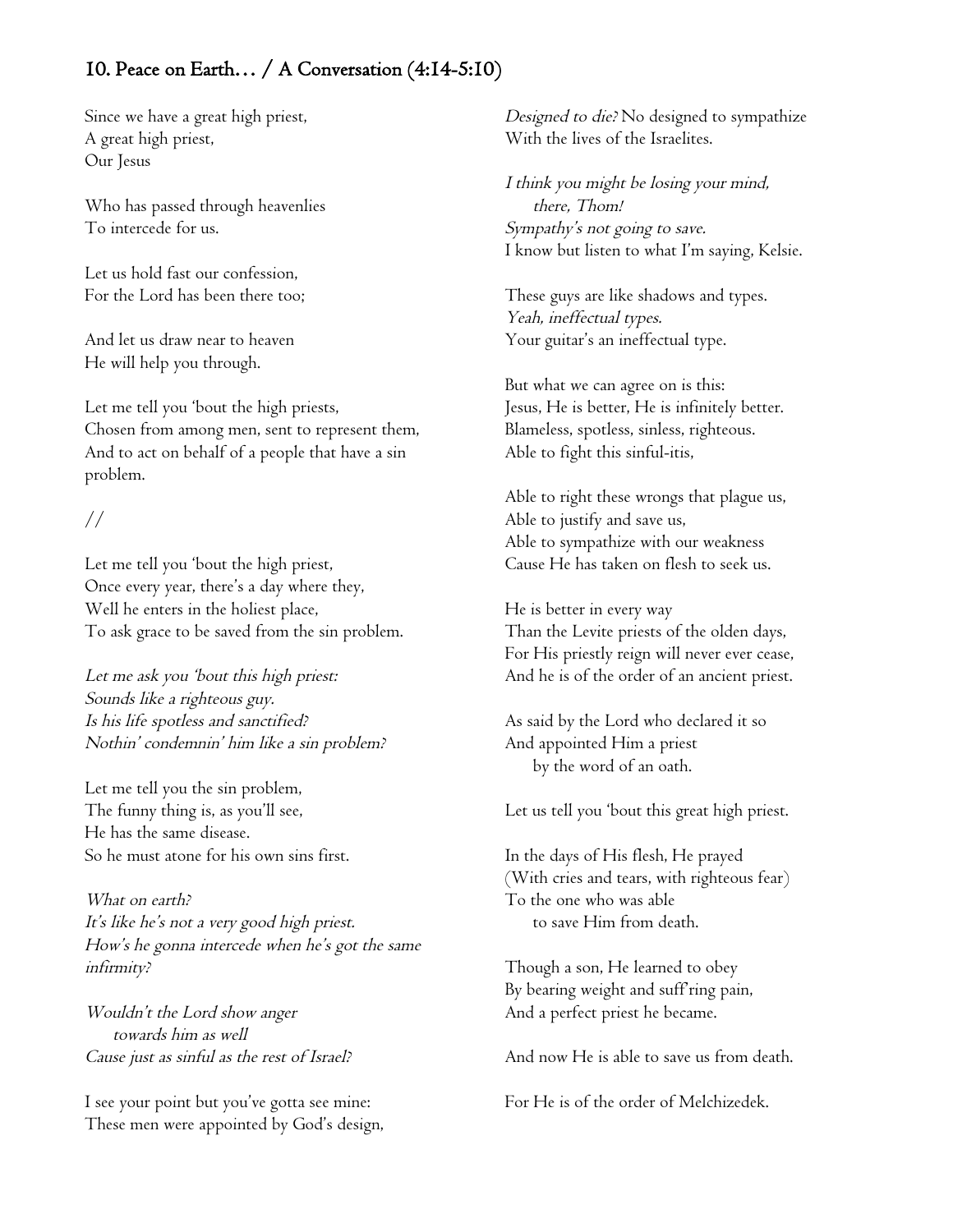## 10. Peace on Earth… / A Conversation (4:14-5:10)

Since we have a great high priest,
A great high priest,
Our Jesus

Who has passed through heavenlies
To intercede for us.

Let us hold fast our confession,
For the Lord has been there too;

And let us draw near to heaven
He will help you through.

Let me tell you 'bout the high priests,
Chosen from among men, sent to represent them,
And to act on behalf of a people that have a sin problem.

//

Let me tell you 'bout the high priest,
Once every year, there's a day where they,
Well he enters in the holiest place,
To ask grace to be saved from the sin problem.

*Let me ask you 'bout this high priest:*
*Sounds like a righteous guy.*
*Is his life spotless and sanctified?*
*Nothin' condemnin' him like a sin problem?*

Let me tell you the sin problem,
The funny thing is, as you'll see,
He has the same disease.
So he must atone for his own sins first.

*What on earth?*
*It's like he's not a very good high priest.*
*How's he gonna intercede when he's got the same infirmity?*

*Wouldn't the Lord show anger*
*towards him as well*
*Cause just as sinful as the rest of Israel?*

I see your point but you've gotta see mine:
These men were appointed by God's design,

*Designed to die?* No designed to sympathize
With the lives of the Israelites.

*I think you might be losing your mind,*
*there, Thom!*
*Sympathy's not going to save.*
I know but listen to what I'm saying, Kelsie.

These guys are like shadows and types.
*Yeah, ineffectual types.*
Your guitar's an ineffectual type.

But what we can agree on is this:
Jesus, He is better, He is infinitely better.
Blameless, spotless, sinless, righteous.
Able to fight this sinful-itis,

Able to right these wrongs that plague us,
Able to justify and save us,
Able to sympathize with our weakness
Cause He has taken on flesh to seek us.

He is better in every way
Than the Levite priests of the olden days,
For His priestly reign will never ever cease,
And he is of the order of an ancient priest.

As said by the Lord who declared it so
And appointed Him a priest
by the word of an oath.

Let us tell you 'bout this great high priest.

In the days of His flesh, He prayed
(With cries and tears, with righteous fear)
To the one who was able
to save Him from death.

Though a son, He learned to obey
By bearing weight and suff'ring pain,
And a perfect priest he became.

And now He is able to save us from death.

For He is of the order of Melchizedek.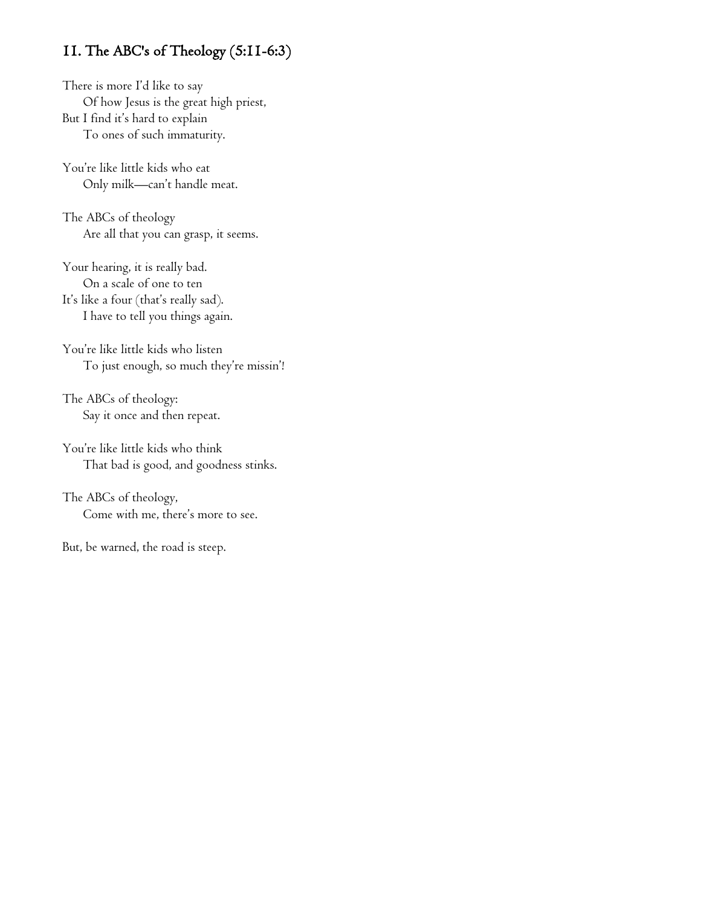## 11. The ABC's of Theology (5:11-6:3)

There is more I'd like to say
    Of how Jesus is the great high priest,
But I find it's hard to explain
    To ones of such immaturity.

You're like little kids who eat
    Only milk—can't handle meat.

The ABCs of theology
    Are all that you can grasp, it seems.

Your hearing, it is really bad.
    On a scale of one to ten
It's like a four (that's really sad).
    I have to tell you things again.

You're like little kids who listen
    To just enough, so much they're missin'!

The ABCs of theology:
    Say it once and then repeat.

You're like little kids who think
    That bad is good, and goodness stinks.

The ABCs of theology,
    Come with me, there's more to see.

But, be warned, the road is steep.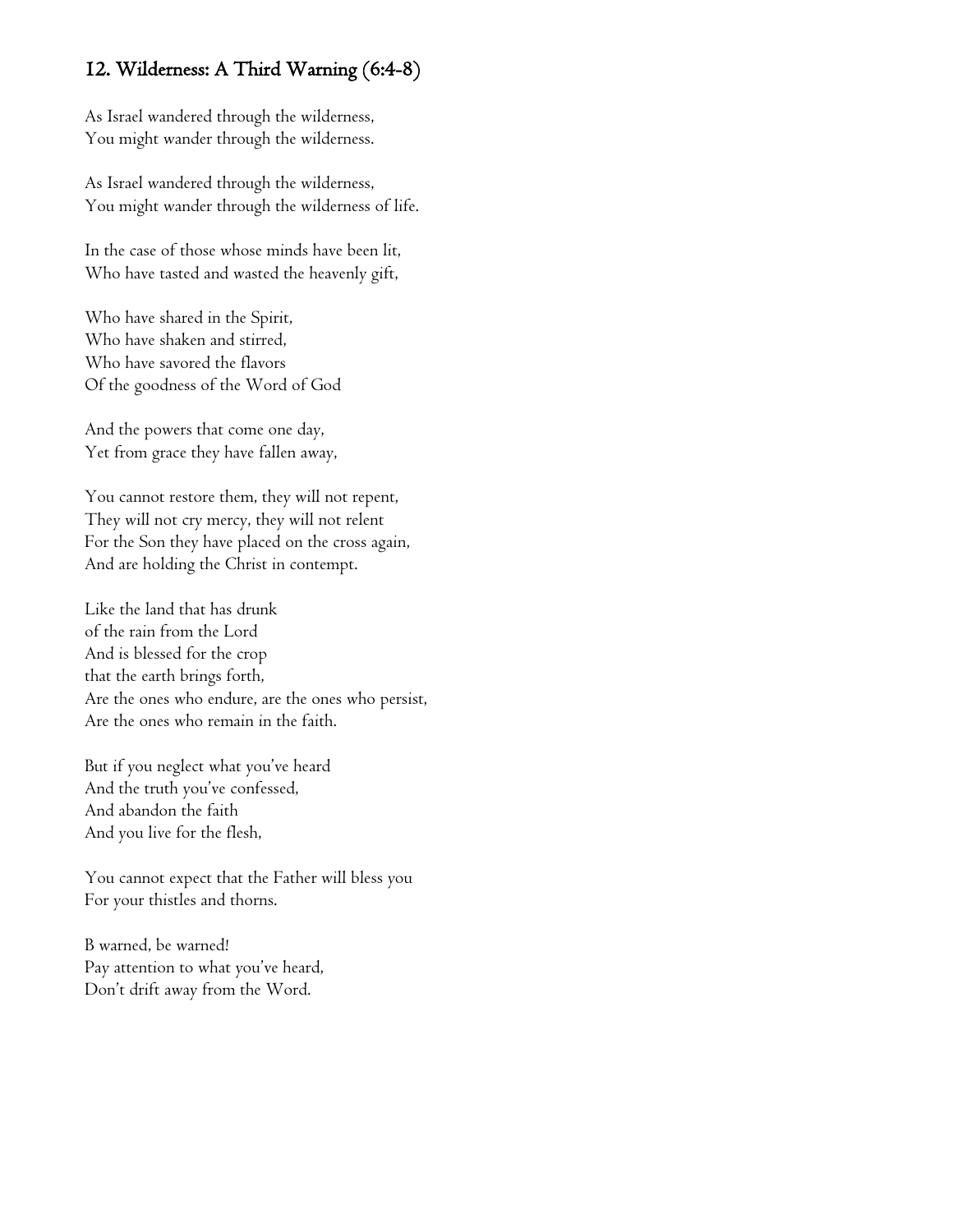## 12. Wilderness: A Third Warning (6:4-8)

As Israel wandered through the wilderness,
You might wander through the wilderness.

As Israel wandered through the wilderness,
You might wander through the wilderness of life.

In the case of those whose minds have been lit,
Who have tasted and wasted the heavenly gift,

Who have shared in the Spirit,
Who have shaken and stirred,
Who have savored the flavors
Of the goodness of the Word of God

And the powers that come one day,
Yet from grace they have fallen away,

You cannot restore them, they will not repent,
They will not cry mercy, they will not relent
For the Son they have placed on the cross again,
And are holding the Christ in contempt.

Like the land that has drunk
of the rain from the Lord
And is blessed for the crop
that the earth brings forth,
Are the ones who endure, are the ones who persist,
Are the ones who remain in the faith.

But if you neglect what you've heard
And the truth you've confessed,
And abandon the faith
And you live for the flesh,

You cannot expect that the Father will bless you
For your thistles and thorns.

B warned, be warned!
Pay attention to what you've heard,
Don't drift away from the Word.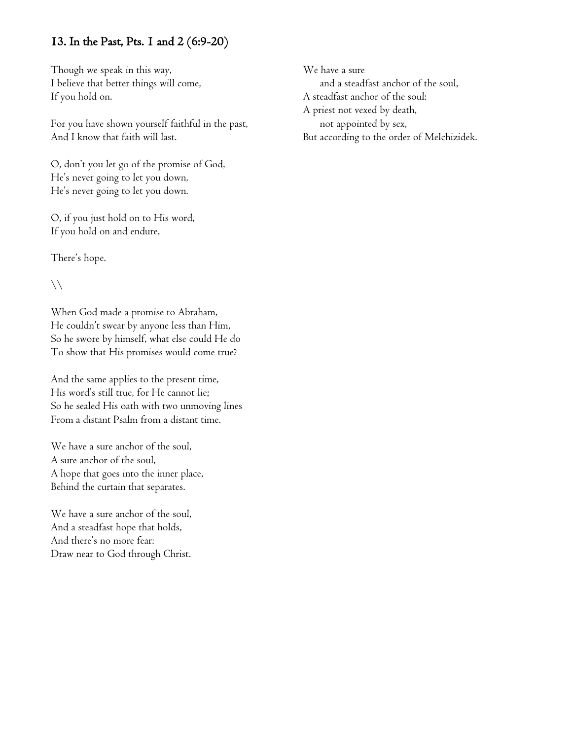## 13. In the Past, Pts. 1 and 2 (6:9-20)

Though we speak in this way,
I believe that better things will come,
If you hold on.

For you have shown yourself faithful in the past,
And I know that faith will last.

O, don't you let go of the promise of God,
He's never going to let you down,
He's never going to let you down.

O, if you just hold on to His word,
If you hold on and endure,

There's hope.

\\

When God made a promise to Abraham,
He couldn't swear by anyone less than Him,
So he swore by himself, what else could He do
To show that His promises would come true?

And the same applies to the present time,
His word's still true, for He cannot lie;
So he sealed His oath with two unmoving lines
From a distant Psalm from a distant time.

We have a sure anchor of the soul,
A sure anchor of the soul,
A hope that goes into the inner place,
Behind the curtain that separates.

We have a sure anchor of the soul,
And a steadfast hope that holds,
And there's no more fear:
Draw near to God through Christ.

We have a sure
&nbsp;&nbsp;&nbsp;&nbsp;and a steadfast anchor of the soul,
A steadfast anchor of the soul:
A priest not vexed by death,
&nbsp;&nbsp;&nbsp;&nbsp;not appointed by sex,
But according to the order of Melchizidek.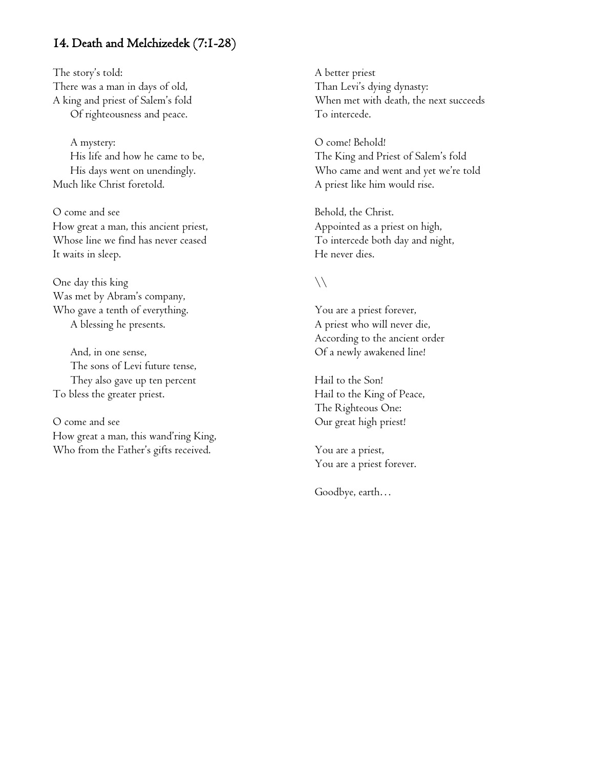## 14. Death and Melchizedek (7:1-28)

The story's told:
There was a man in days of old,
A king and priest of Salem's fold
Of righteousness and peace.

A mystery:
His life and how he came to be,
His days went on unendingly.
Much like Christ foretold.

O come and see
How great a man, this ancient priest,
Whose line we find has never ceased
It waits in sleep.

One day this king
Was met by Abram's company,
Who gave a tenth of everything.
A blessing he presents.

And, in one sense,
The sons of Levi future tense,
They also gave up ten percent
To bless the greater priest.

O come and see
How great a man, this wand'ring King,
Who from the Father's gifts received.
A better priest
Than Levi's dying dynasty:
When met with death, the next succeeds
To intercede.

O come! Behold!
The King and Priest of Salem's fold
Who came and went and yet we're told
A priest like him would rise.

Behold, the Christ.
Appointed as a priest on high,
To intercede both day and night,
He never dies.

\\

You are a priest forever,
A priest who will never die,
According to the ancient order
Of a newly awakened line!

Hail to the Son!
Hail to the King of Peace,
The Righteous One:
Our great high priest!

You are a priest,
You are a priest forever.

Goodbye, earth…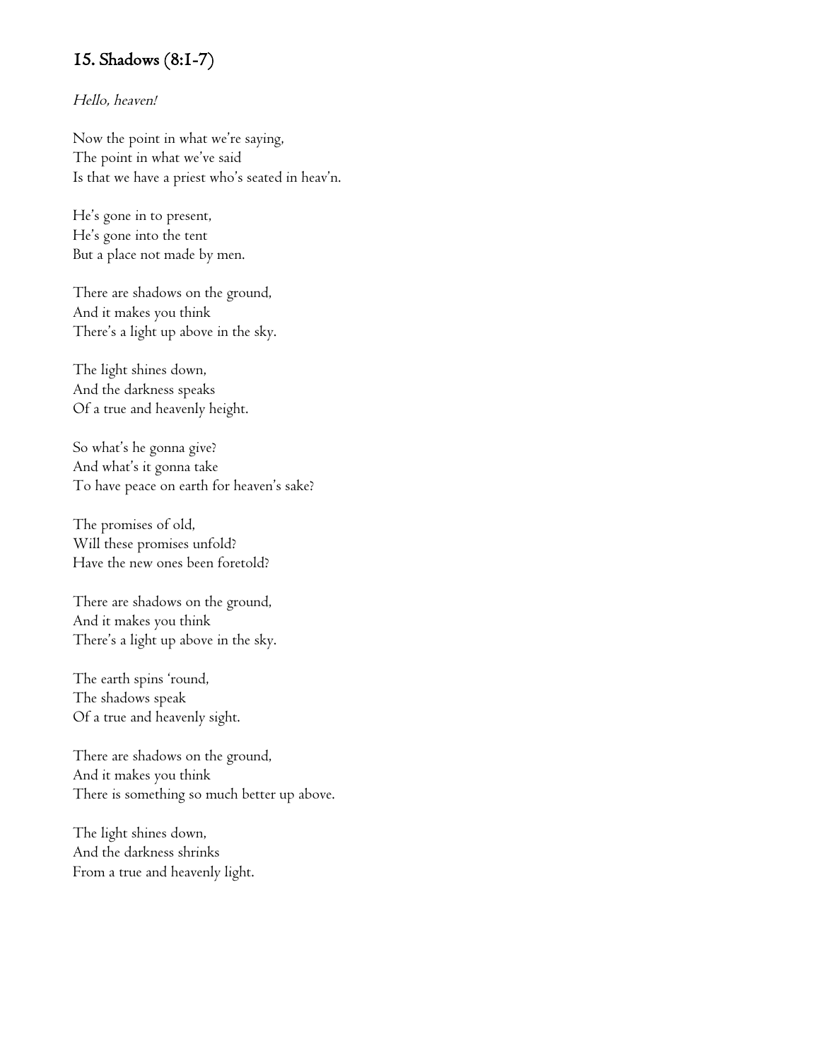## 15. Shadows (8:1-7)

*Hello, heaven!*

Now the point in what we're saying,
The point in what we've said
Is that we have a priest who's seated in heav'n.

He's gone in to present,
He's gone into the tent
But a place not made by men.

There are shadows on the ground,
And it makes you think
There's a light up above in the sky.

The light shines down,
And the darkness speaks
Of a true and heavenly height.

So what's he gonna give?
And what's it gonna take
To have peace on earth for heaven's sake?

The promises of old,
Will these promises unfold?
Have the new ones been foretold?

There are shadows on the ground,
And it makes you think
There's a light up above in the sky.

The earth spins 'round,
The shadows speak
Of a true and heavenly sight.

There are shadows on the ground,
And it makes you think
There is something so much better up above.

The light shines down,
And the darkness shrinks
From a true and heavenly light.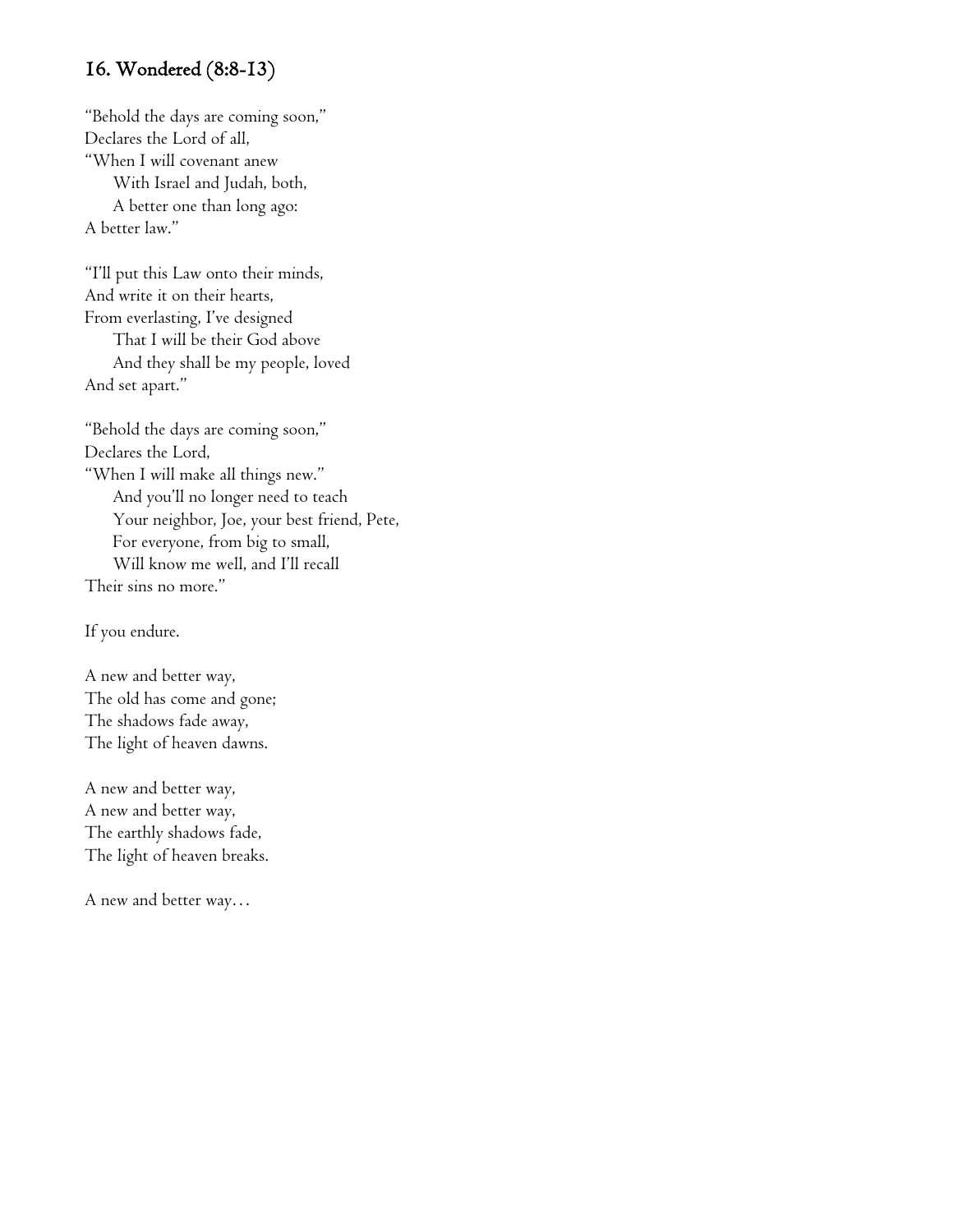## 16. Wondered (8:8-13)

"Behold the days are coming soon,"  
Declares the Lord of all,  
"When I will covenant anew  
With Israel and Judah, both,  
A better one than long ago:  
A better law."

"I'll put this Law onto their minds,  
And write it on their hearts,  
From everlasting, I've designed  
That I will be their God above  
And they shall be my people, loved  
And set apart."

"Behold the days are coming soon,"  
Declares the Lord,  
"When I will make all things new."  
And you'll no longer need to teach  
Your neighbor, Joe, your best friend, Pete,  
For everyone, from big to small,  
Will know me well, and I'll recall  
Their sins no more."

If you endure.

A new and better way,  
The old has come and gone;  
The shadows fade away,  
The light of heaven dawns.

A new and better way,  
A new and better way,  
The earthly shadows fade,  
The light of heaven breaks.

A new and better way…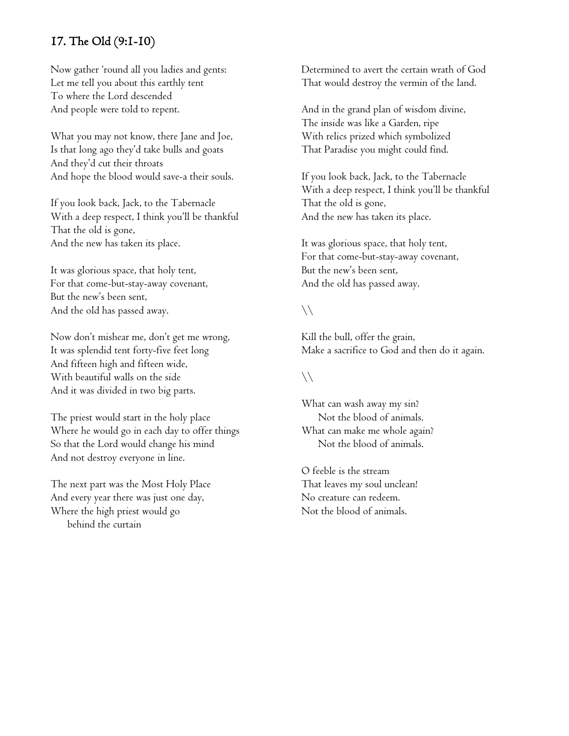## 17. The Old (9:1-10)

Now gather 'round all you ladies and gents:
Let me tell you about this earthly tent
To where the Lord descended
And people were told to repent.

What you may not know, there Jane and Joe,
Is that long ago they'd take bulls and goats
And they'd cut their throats
And hope the blood would save-a their souls.

If you look back, Jack, to the Tabernacle
With a deep respect, I think you'll be thankful
That the old is gone,
And the new has taken its place.

It was glorious space, that holy tent,
For that come-but-stay-away covenant,
But the new's been sent,
And the old has passed away.

Now don't mishear me, don't get me wrong,
It was splendid tent forty-five feet long
And fifteen high and fifteen wide,
With beautiful walls on the side
And it was divided in two big parts.

The priest would start in the holy place
Where he would go in each day to offer things
So that the Lord would change his mind
And not destroy everyone in line.

The next part was the Most Holy Place
And every year there was just one day,
Where the high priest would go
 behind the curtain
Determined to avert the certain wrath of God
That would destroy the vermin of the land.

And in the grand plan of wisdom divine,
The inside was like a Garden, ripe
With relics prized which symbolized
That Paradise you might could find.

If you look back, Jack, to the Tabernacle
With a deep respect, I think you'll be thankful
That the old is gone,
And the new has taken its place.

It was glorious space, that holy tent,
For that come-but-stay-away covenant,
But the new's been sent,
And the old has passed away.

\\

Kill the bull, offer the grain,
Make a sacrifice to God and then do it again.

\\

What can wash away my sin?
 Not the blood of animals.
What can make me whole again?
 Not the blood of animals.

O feeble is the stream
That leaves my soul unclean!
No creature can redeem.
Not the blood of animals.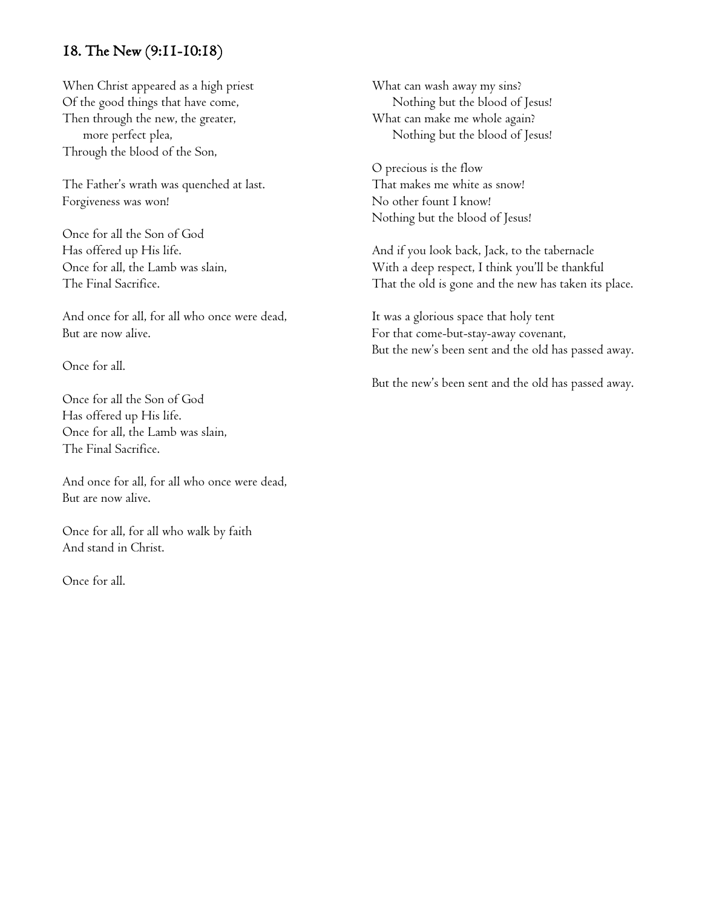## 18. The New (9:11-10:18)

When Christ appeared as a high priest
Of the good things that have come,
Then through the new, the greater,
more perfect plea,
Through the blood of the Son,

The Father's wrath was quenched at last.
Forgiveness was won!

Once for all the Son of God
Has offered up His life.
Once for all, the Lamb was slain,
The Final Sacrifice.

And once for all, for all who once were dead,
But are now alive.

Once for all.

Once for all the Son of God
Has offered up His life.
Once for all, the Lamb was slain,
The Final Sacrifice.

And once for all, for all who once were dead,
But are now alive.

Once for all, for all who walk by faith
And stand in Christ.

Once for all.

What can wash away my sins?
Nothing but the blood of Jesus!
What can make me whole again?
Nothing but the blood of Jesus!

O precious is the flow
That makes me white as snow!
No other fount I know!
Nothing but the blood of Jesus!

And if you look back, Jack, to the tabernacle
With a deep respect, I think you'll be thankful
That the old is gone and the new has taken its place.

It was a glorious space that holy tent
For that come-but-stay-away covenant,
But the new's been sent and the old has passed away.

But the new's been sent and the old has passed away.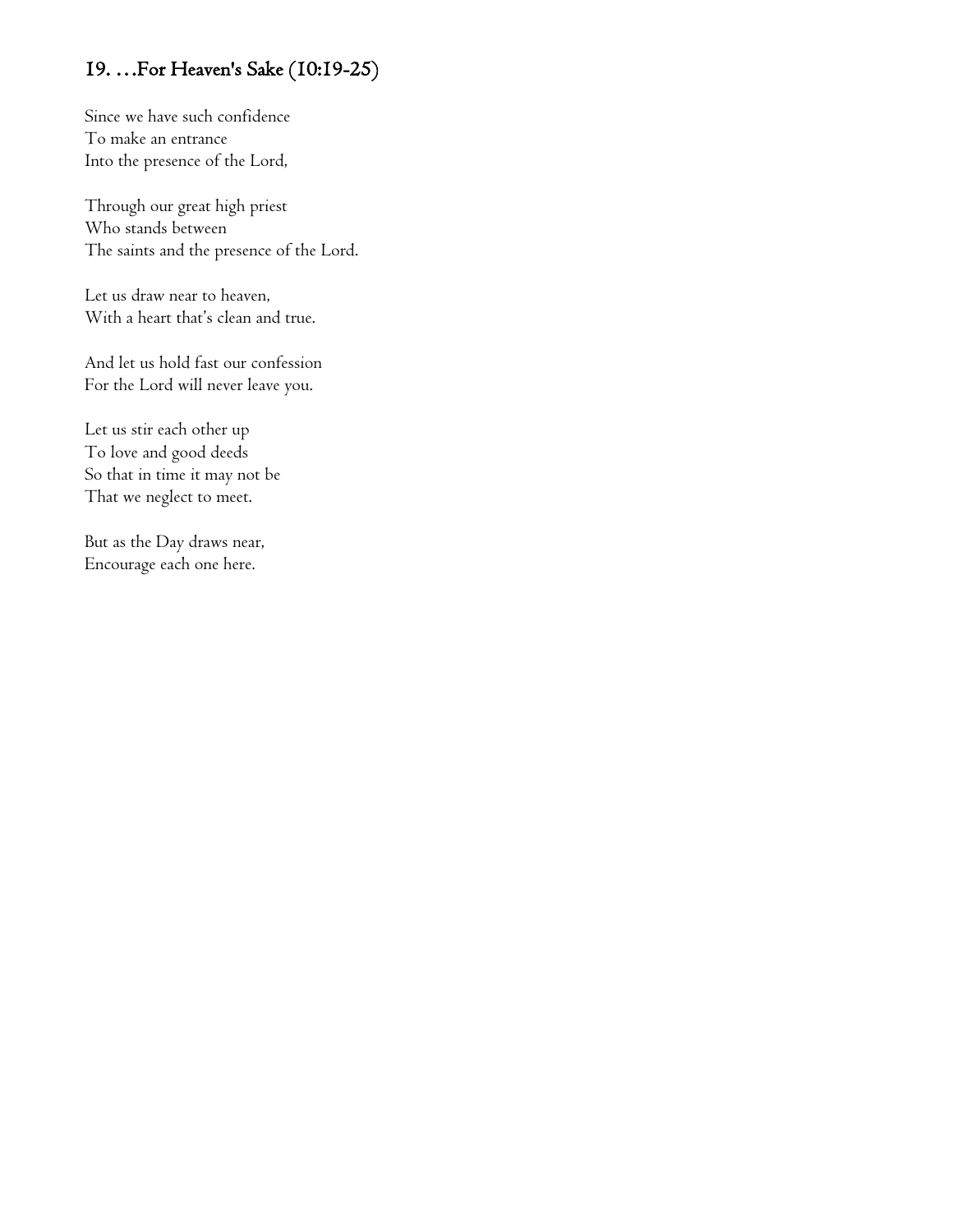## 19. …For Heaven's Sake (10:19-25)

Since we have such confidence
To make an entrance
Into the presence of the Lord,

Through our great high priest
Who stands between
The saints and the presence of the Lord.

Let us draw near to heaven,
With a heart that's clean and true.

And let us hold fast our confession
For the Lord will never leave you.

Let us stir each other up
To love and good deeds
So that in time it may not be
That we neglect to meet.

But as the Day draws near,
Encourage each one here.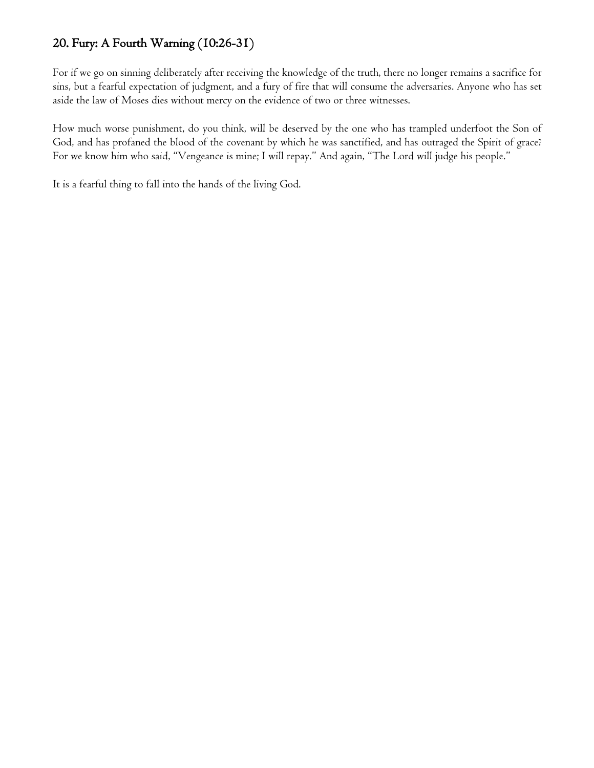## 20. Fury: A Fourth Warning (10:26-31)

For if we go on sinning deliberately after receiving the knowledge of the truth, there no longer remains a sacrifice for sins, but a fearful expectation of judgment, and a fury of fire that will consume the adversaries. Anyone who has set aside the law of Moses dies without mercy on the evidence of two or three witnesses.

How much worse punishment, do you think, will be deserved by the one who has trampled underfoot the Son of God, and has profaned the blood of the covenant by which he was sanctified, and has outraged the Spirit of grace? For we know him who said, "Vengeance is mine; I will repay." And again, "The Lord will judge his people."

It is a fearful thing to fall into the hands of the living God.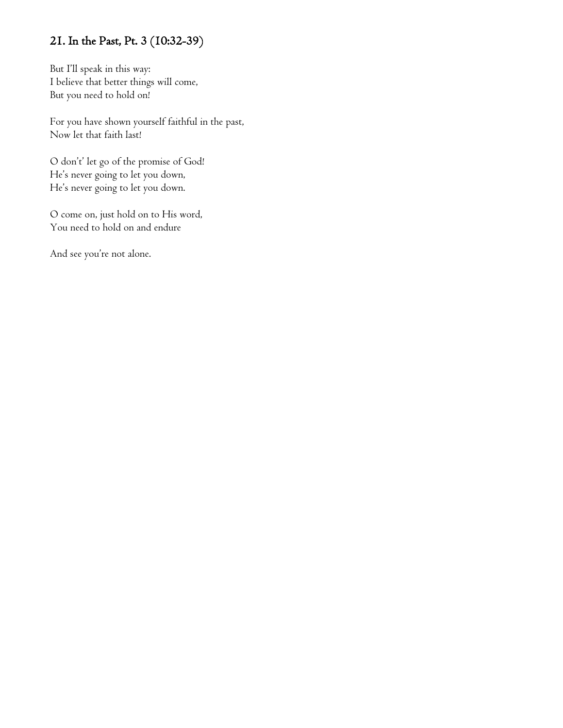## 21. In the Past, Pt. 3 (10:32-39)

But I'll speak in this way:
I believe that better things will come,
But you need to hold on!

For you have shown yourself faithful in the past,
Now let that faith last!

O don't' let go of the promise of God!
He's never going to let you down,
He's never going to let you down.

O come on, just hold on to His word,
You need to hold on and endure

And see you're not alone.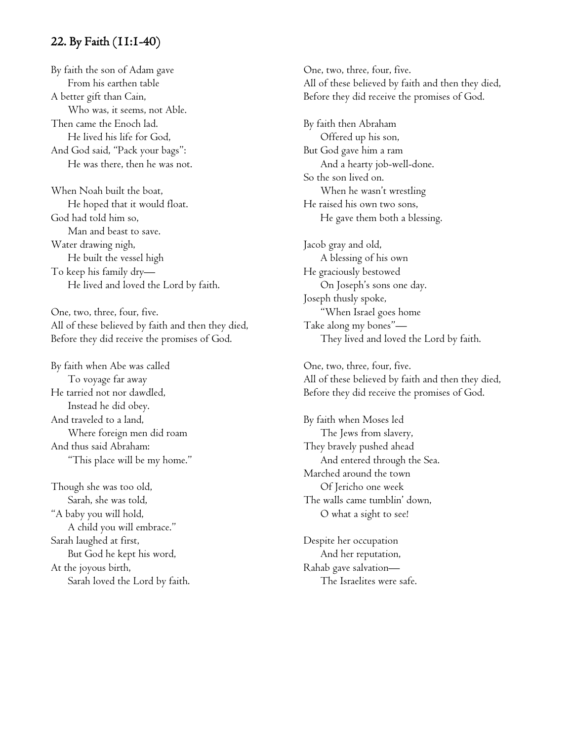## 22. By Faith (11:1-40)

By faith the son of Adam gave
From his earthen table
A better gift than Cain,
Who was, it seems, not Able.
Then came the Enoch lad.
He lived his life for God,
And God said, "Pack your bags":
He was there, then he was not.

When Noah built the boat,
He hoped that it would float.
God had told him so,
Man and beast to save.
Water drawing nigh,
He built the vessel high
To keep his family dry—
He lived and loved the Lord by faith.

One, two, three, four, five.
All of these believed by faith and then they died,
Before they did receive the promises of God.

By faith when Abe was called
To voyage far away
He tarried not nor dawdled,
Instead he did obey.
And traveled to a land,
Where foreign men did roam
And thus said Abraham:
"This place will be my home."

Though she was too old,
Sarah, she was told,
"A baby you will hold,
A child you will embrace."
Sarah laughed at first,
But God he kept his word,
At the joyous birth,
Sarah loved the Lord by faith.

One, two, three, four, five.
All of these believed by faith and then they died,
Before they did receive the promises of God.

By faith then Abraham
Offered up his son,
But God gave him a ram
And a hearty job-well-done.
So the son lived on.
When he wasn't wrestling
He raised his own two sons,
He gave them both a blessing.

Jacob gray and old,
A blessing of his own
He graciously bestowed
On Joseph's sons one day.
Joseph thusly spoke,
"When Israel goes home
Take along my bones"—
They lived and loved the Lord by faith.

One, two, three, four, five.
All of these believed by faith and then they died,
Before they did receive the promises of God.

By faith when Moses led
The Jews from slavery,
They bravely pushed ahead
And entered through the Sea.
Marched around the town
Of Jericho one week
The walls came tumblin' down,
O what a sight to see!

Despite her occupation
And her reputation,
Rahab gave salvation—
The Israelites were safe.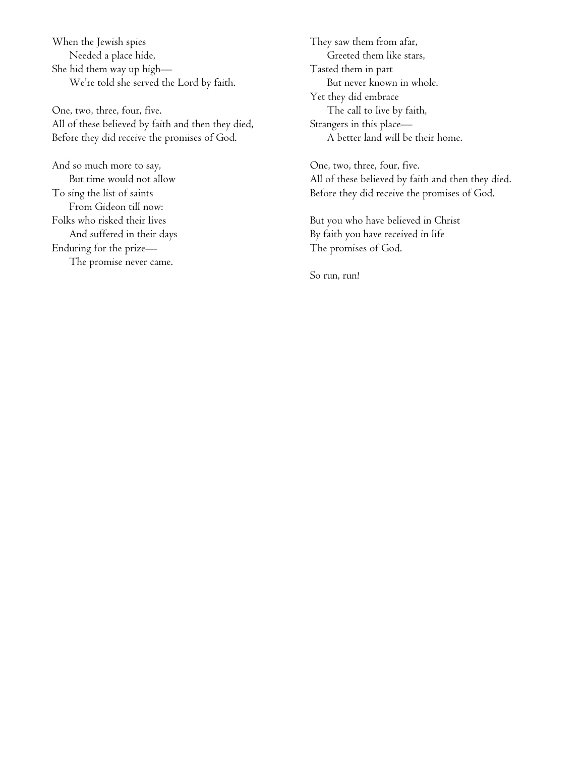When the Jewish spies
    Needed a place hide,
She hid them way up high—
    We're told she served the Lord by faith.

One, two, three, four, five.
All of these believed by faith and then they died,
Before they did receive the promises of God.

And so much more to say,
    But time would not allow
To sing the list of saints
    From Gideon till now:
Folks who risked their lives
    And suffered in their days
Enduring for the prize—
    The promise never came.

They saw them from afar,
    Greeted them like stars,
Tasted them in part
    But never known in whole.
Yet they did embrace
    The call to live by faith,
Strangers in this place—
    A better land will be their home.

One, two, three, four, five.
All of these believed by faith and then they died.
Before they did receive the promises of God.

But you who have believed in Christ
By faith you have received in life
The promises of God.

So run, run!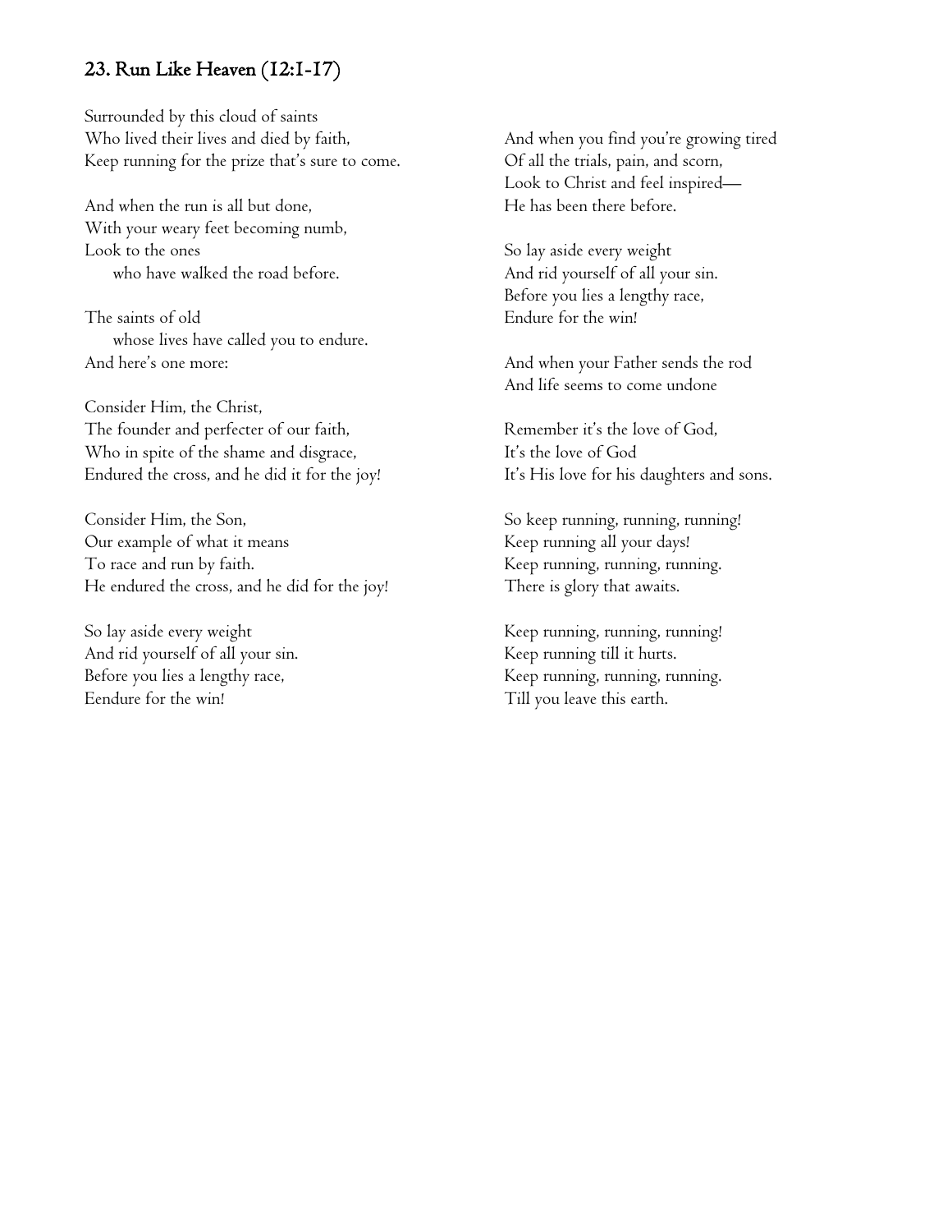## 23. Run Like Heaven (12:1-17)

Surrounded by this cloud of saints
Who lived their lives and died by faith,
Keep running for the prize that's sure to come.

And when the run is all but done,
With your weary feet becoming numb,
Look to the ones
  who have walked the road before.

The saints of old
  whose lives have called you to endure.
And here's one more:

Consider Him, the Christ,
The founder and perfecter of our faith,
Who in spite of the shame and disgrace,
Endured the cross, and he did it for the joy!

Consider Him, the Son,
Our example of what it means
To race and run by faith.
He endured the cross, and he did for the joy!

So lay aside every weight
And rid yourself of all your sin.
Before you lies a lengthy race,
Eendure for the win!

And when you find you're growing tired
Of all the trials, pain, and scorn,
Look to Christ and feel inspired—
He has been there before.

So lay aside every weight
And rid yourself of all your sin.
Before you lies a lengthy race,
Endure for the win!

And when your Father sends the rod
And life seems to come undone

Remember it's the love of God,
It's the love of God
It's His love for his daughters and sons.

So keep running, running, running!
Keep running all your days!
Keep running, running, running.
There is glory that awaits.

Keep running, running, running!
Keep running till it hurts.
Keep running, running, running.
Till you leave this earth.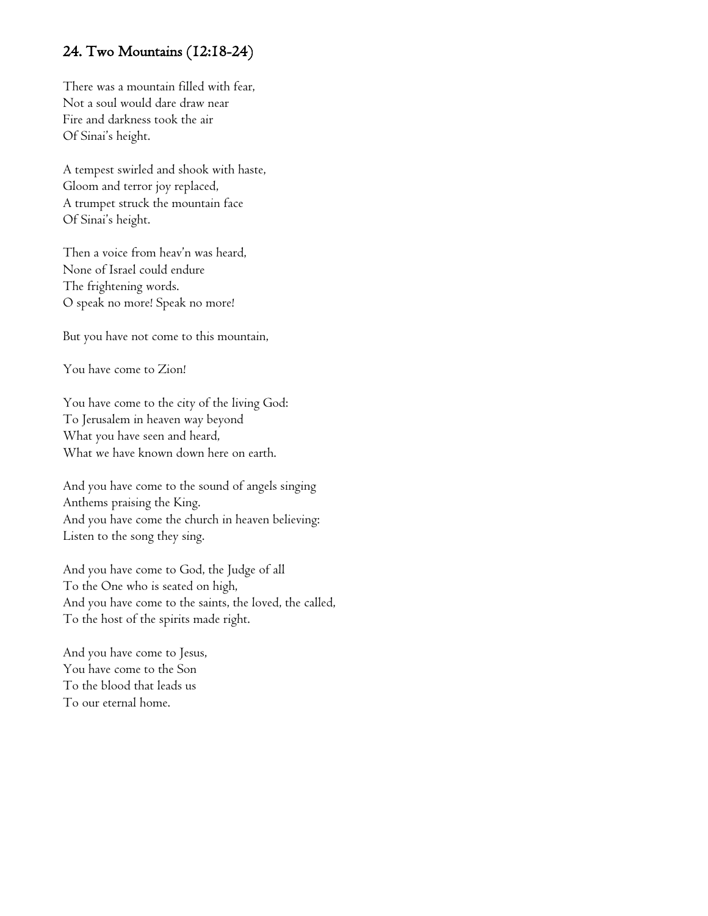## 24. Two Mountains (12:18-24)

There was a mountain filled with fear,
Not a soul would dare draw near
Fire and darkness took the air
Of Sinai's height.

A tempest swirled and shook with haste,
Gloom and terror joy replaced,
A trumpet struck the mountain face
Of Sinai's height.

Then a voice from heav'n was heard,
None of Israel could endure
The frightening words.
O speak no more! Speak no more!

But you have not come to this mountain,

You have come to Zion!

You have come to the city of the living God:
To Jerusalem in heaven way beyond
What you have seen and heard,
What we have known down here on earth.

And you have come to the sound of angels singing
Anthems praising the King.
And you have come the church in heaven believing:
Listen to the song they sing.

And you have come to God, the Judge of all
To the One who is seated on high,
And you have come to the saints, the loved, the called,
To the host of the spirits made right.

And you have come to Jesus,
You have come to the Son
To the blood that leads us
To our eternal home.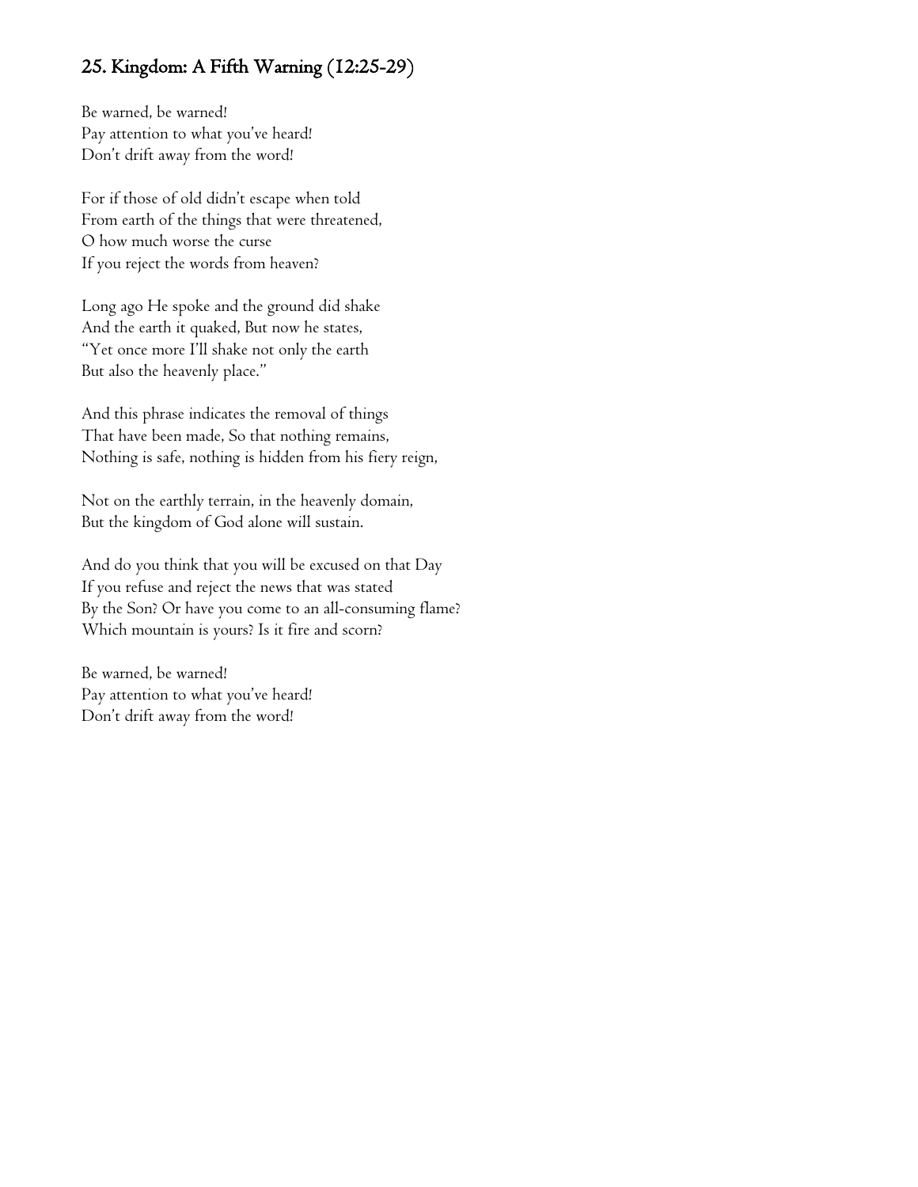## 25. Kingdom: A Fifth Warning (12:25-29)

Be warned, be warned!  
Pay attention to what you've heard!  
Don't drift away from the word!

For if those of old didn't escape when told  
From earth of the things that were threatened,  
O how much worse the curse  
If you reject the words from heaven?

Long ago He spoke and the ground did shake  
And the earth it quaked, But now he states,  
"Yet once more I'll shake not only the earth  
But also the heavenly place."

And this phrase indicates the removal of things  
That have been made, So that nothing remains,  
Nothing is safe, nothing is hidden from his fiery reign,

Not on the earthly terrain, in the heavenly domain,  
But the kingdom of God alone will sustain.

And do you think that you will be excused on that Day  
If you refuse and reject the news that was stated  
By the Son? Or have you come to an all-consuming flame?  
Which mountain is yours? Is it fire and scorn?

Be warned, be warned!  
Pay attention to what you've heard!  
Don't drift away from the word!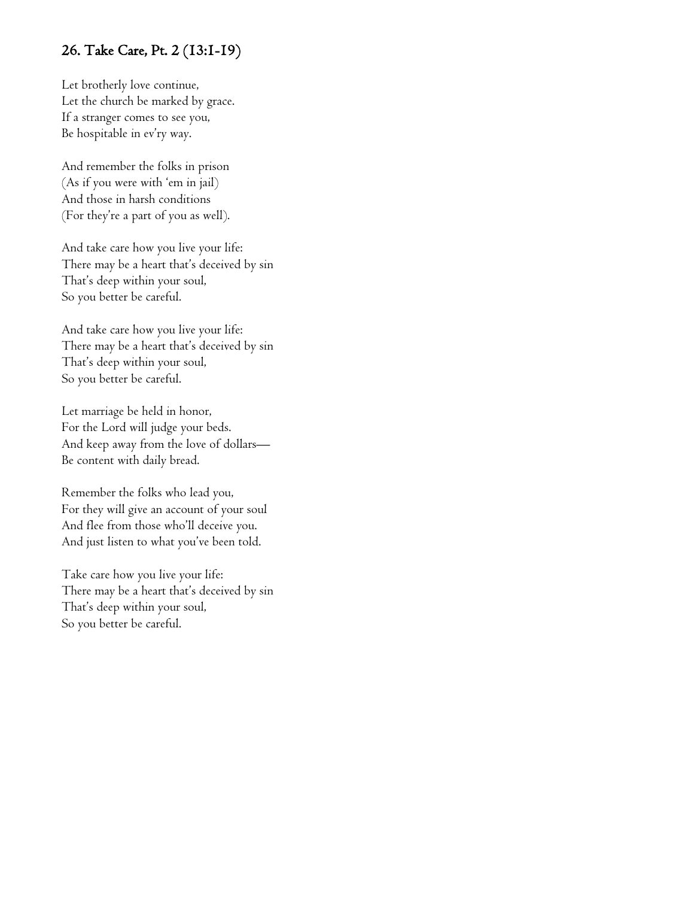## 26. Take Care, Pt. 2 (13:1-19)

Let brotherly love continue,
Let the church be marked by grace.
If a stranger comes to see you,
Be hospitable in ev'ry way.

And remember the folks in prison
(As if you were with 'em in jail)
And those in harsh conditions
(For they're a part of you as well).

And take care how you live your life:
There may be a heart that's deceived by sin
That's deep within your soul,
So you better be careful.

And take care how you live your life:
There may be a heart that's deceived by sin
That's deep within your soul,
So you better be careful.

Let marriage be held in honor,
For the Lord will judge your beds.
And keep away from the love of dollars—
Be content with daily bread.

Remember the folks who lead you,
For they will give an account of your soul
And flee from those who'll deceive you.
And just listen to what you've been told.

Take care how you live your life:
There may be a heart that's deceived by sin
That's deep within your soul,
So you better be careful.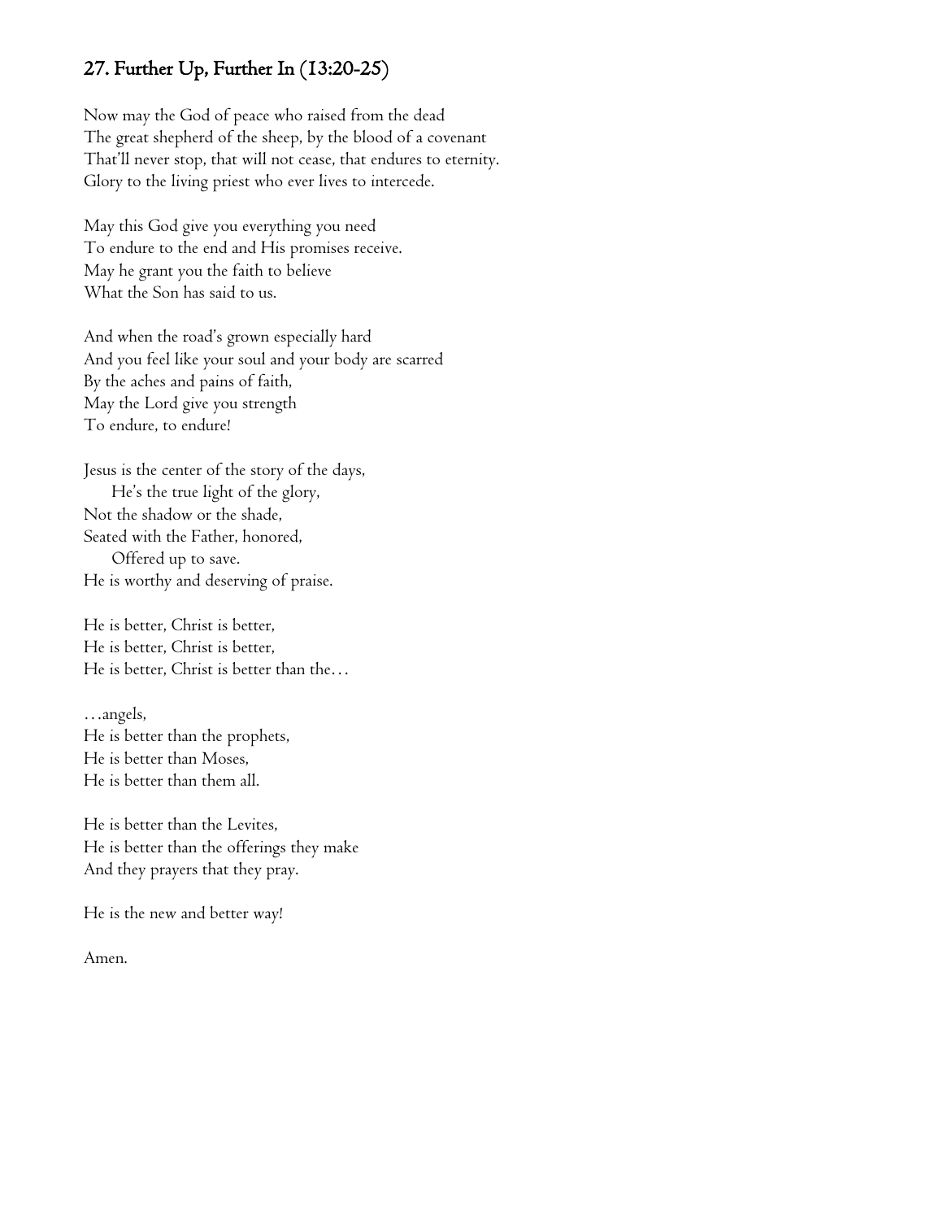## 27. Further Up, Further In (13:20-25)

Now may the God of peace who raised from the dead
The great shepherd of the sheep, by the blood of a covenant
That'll never stop, that will not cease, that endures to eternity.
Glory to the living priest who ever lives to intercede.

May this God give you everything you need
To endure to the end and His promises receive.
May he grant you the faith to believe
What the Son has said to us.

And when the road's grown especially hard
And you feel like your soul and your body are scarred
By the aches and pains of faith,
May the Lord give you strength
To endure, to endure!

Jesus is the center of the story of the days,
He's the true light of the glory,
Not the shadow or the shade,
Seated with the Father, honored,
Offered up to save.
He is worthy and deserving of praise.

He is better, Christ is better,
He is better, Christ is better,
He is better, Christ is better than the…

…angels,
He is better than the prophets,
He is better than Moses,
He is better than them all.

He is better than the Levites,
He is better than the offerings they make
And they prayers that they pray.

He is the new and better way!

Amen.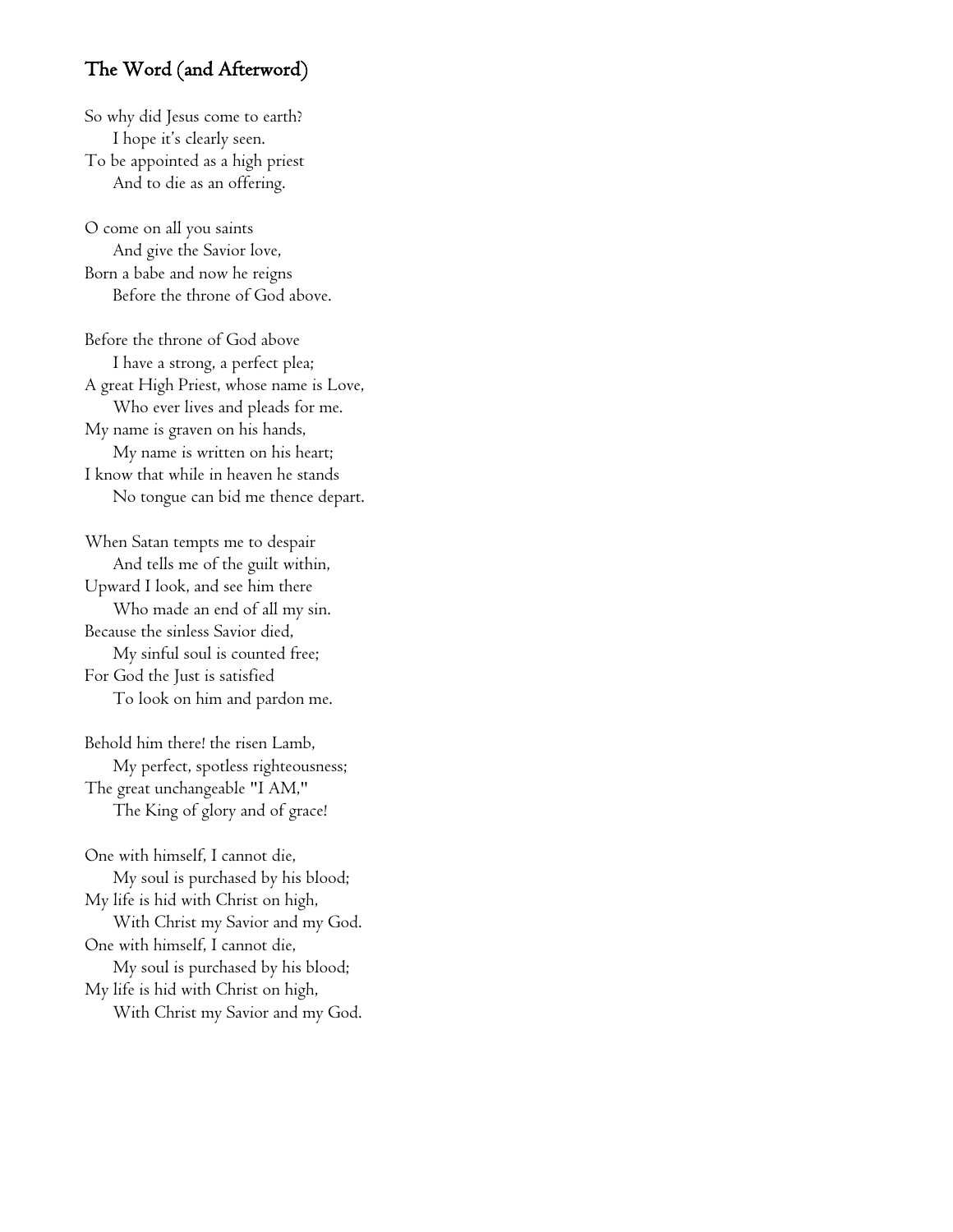## The Word (and Afterword)

So why did Jesus come to earth?
    I hope it's clearly seen.
To be appointed as a high priest
    And to die as an offering.

O come on all you saints
    And give the Savior love,
Born a babe and now he reigns
    Before the throne of God above.

Before the throne of God above
    I have a strong, a perfect plea;
A great High Priest, whose name is Love,
    Who ever lives and pleads for me.
My name is graven on his hands,
    My name is written on his heart;
I know that while in heaven he stands
    No tongue can bid me thence depart.

When Satan tempts me to despair
    And tells me of the guilt within,
Upward I look, and see him there
    Who made an end of all my sin.
Because the sinless Savior died,
    My sinful soul is counted free;
For God the Just is satisfied
    To look on him and pardon me.

Behold him there! the risen Lamb,
    My perfect, spotless righteousness;
The great unchangeable "I AM,"
    The King of glory and of grace!

One with himself, I cannot die,
    My soul is purchased by his blood;
My life is hid with Christ on high,
    With Christ my Savior and my God.
One with himself, I cannot die,
    My soul is purchased by his blood;
My life is hid with Christ on high,
    With Christ my Savior and my God.